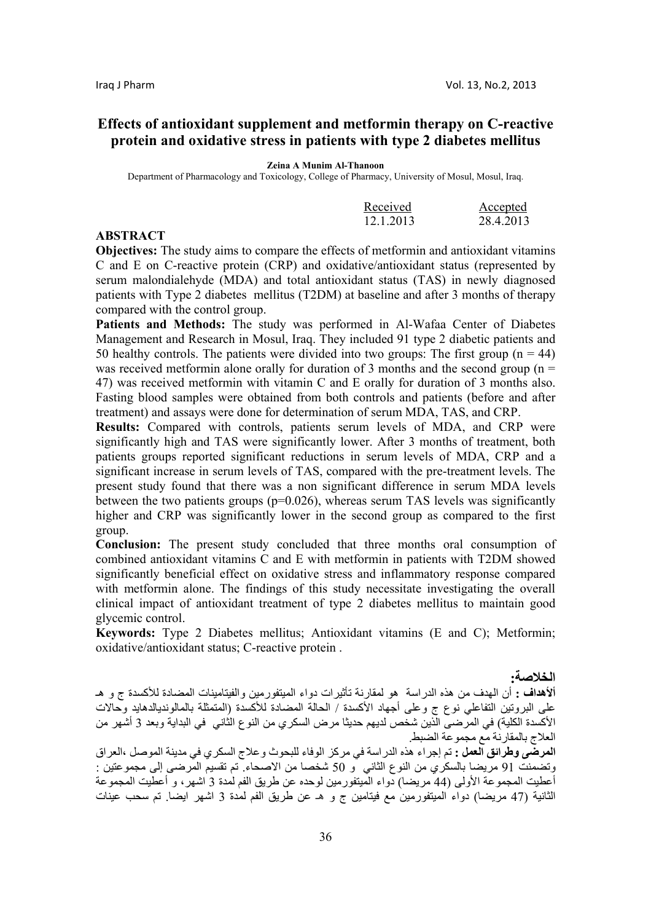# Effects of antioxidant supplement and metformin therapy on C-reactive protein and oxidative stress in patients with type 2 diabetes mellitus

**Zeina A Munim Al-Thanoon**

Department of Pharmacology and Toxicology, College of Pharmacy, University of Mosul, Mosul, Iraq.

| Received | Accepted |
|---|---|
| 12.1.2013 | 28.4.2013 |

## ABSTRACT

**Objectives:** The study aims to compare the effects of metformin and antioxidant vitamins C and E on C-reactive protein (CRP) and oxidative/antioxidant status (represented by serum malondialehyde (MDA) and total antioxidant status (TAS) in newly diagnosed patients with Type 2 diabetes mellitus (T2DM) at baseline and after 3 months of therapy compared with the control group.

**Patients and Methods:** The study was performed in Al-Wafaa Center of Diabetes Management and Research in Mosul, Iraq. They included 91 type 2 diabetic patients and 50 healthy controls. The patients were divided into two groups: The first group ($n = 44$) was received metformin alone orally for duration of 3 months and the second group ($n = 47$) was received metformin with vitamin C and E orally for duration of 3 months also. Fasting blood samples were obtained from both controls and patients (before and after treatment) and assays were done for determination of serum MDA, TAS, and CRP.

**Results:** Compared with controls, patients serum levels of MDA, and CRP were significantly high and TAS were significantly lower. After 3 months of treatment, both patients groups reported significant reductions in serum levels of MDA, CRP and a significant increase in serum levels of TAS, compared with the pre-treatment levels. The present study found that there was a non significant difference in serum MDA levels between the two patients groups ($p=0.026$), whereas serum TAS levels was significantly higher and CRP was significantly lower in the second group as compared to the first group.

**Conclusion:** The present study concluded that three months oral consumption of combined antioxidant vitamins C and E with metformin in patients with T2DM showed significantly beneficial effect on oxidative stress and inflammatory response compared with metformin alone. The findings of this study necessitate investigating the overall clinical impact of antioxidant treatment of type 2 diabetes mellitus to maintain good glycemic control.

**Keywords:** Type 2 Diabetes mellitus; Antioxidant vitamins (E and C); Metformin; oxidative/antioxidant status; C-reactive protein .

## الخلاصة:

**ألأهداف :** أن الهدف من هذه الدراسة هو لمقارنة تأثيرات دواء الميتفورمين والفيتامينات المضادة للأكسدة ج و هـ على البروتين التفاعلي نوع ج وعلى أجهاد الأكسدة / الحالة المضادة للأكسدة (المتمثلة بالمالونديالدهايد وحالات الأكسدة الكلية) في المرضى الذين شخص لديهم حديثا مرض السكري من النوع الثاني في البداية وبعد 3 أشهر من العلاج بالمقارنة مع مجموعة الضبط.

**المرضى وطرائق العمل :** تم إجراء هذه الدراسة في مركز الوفاء للبحوث وعلاج السكري في مدينة الموصل ،العراق وتضمنت 91 مريضا بالسكري من النوع الثاني و 50 شخصا من الاصحاء. تم تقسيم المرضى إلى مجموعتين : أعطيت المجموعة الأولى (44 مريضا) دواء الميتفورمين لوحده عن طريق الفم لمدة 3 اشهر، و أعطيت المجموعة الثانية (47 مريضا) دواء الميتفورمين مع فيتامين ج و هـ عن طريق الفم لمدة 3 اشهر ايضا. تم سحب عينات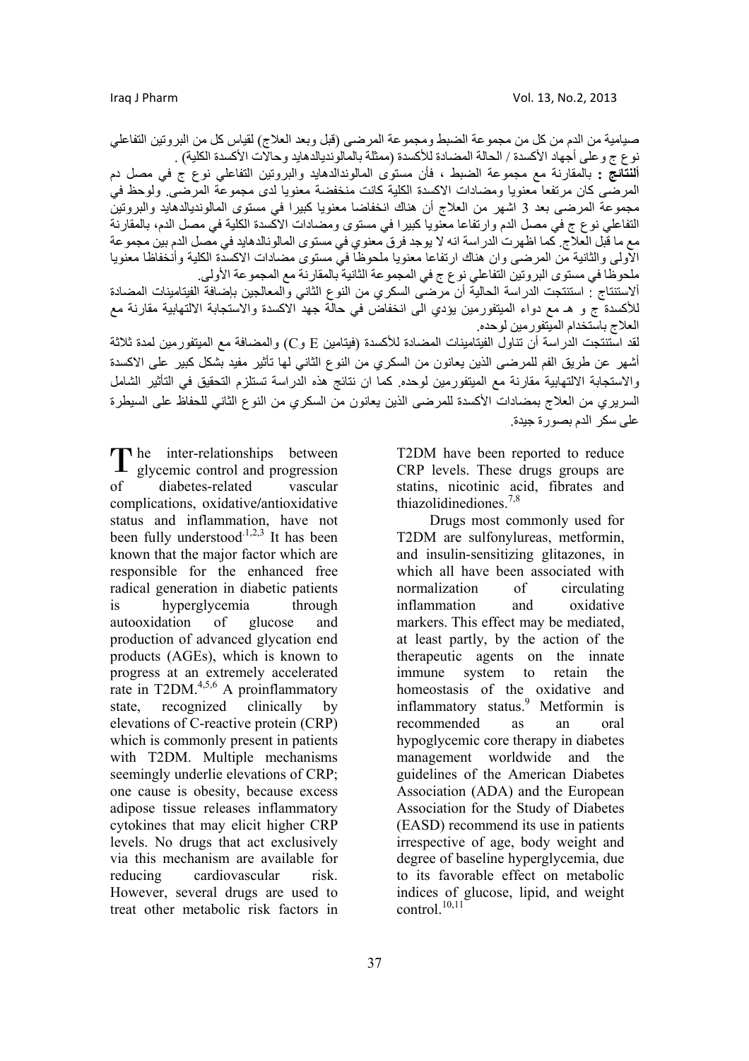صيامية من الدم من كل من مجموعة الضبط ومجموعة المرضى (قبل وبعد العلاج) لقياس كل من البروتين التفاعلي نوع ج وعلى أجهاد الأكسدة / الحالة المضادة للأكسدة (ممثلة بالمالونديالدهايد وحالات الأكسدة الكلية) .

**ألنتائج :** بالمقارنة مع مجموعة الضبط ، فأن مستوى المالوندالدهايد والبروتين التفاعلي نوع ج في مصل دم المرضى كان مرتفعا معنويا ومضادات الاكسدة الكلية كانت منخفضة معنويا لدى مجموعة المرضى. ولوحظ في مجموعة المرضى بعد 3 اشهر من العلاج أن هناك انخفاضا معنويا كبيرا في مستوى المالونديالدهايد والبروتين التفاعلي نوع ج في مصل الدم وارتفاعا معنويا كبيرا في مستوى ومضادات الاكسدة الكلية في مصل الدم، بالمقارنة مع ما قبل العلاج. كما اظهرت الدراسة انه لا يوجد فرق معنوي في مستوى المالونالدهايد في مصل الدم بين مجموعة الاولى والثانية من المرضى وان هناك ارتفاعا معنويا ملحوظا في مستوى مضادات الاكسدة الكلية وأنخفاظا معنويا ملحوظا في مستوى البروتين التفاعلي نوع ج في المجموعة الثانية بالمقارنة مع المجموعة الأولى.

ألاستنتاج : استنتجت الدراسة الحالية أن مرضى السكري من النوع الثاني والمعالجين بإضافة الفيتامينات المضادة للأكسدة ج و هـ مع دواء الميتفورمين يؤدي الى انخفاض في حالة جهد الاكسدة والاستجابة الالتهابية مقارنة مع العلاج باستخدام الميتفورمين لوحده.

لقد استنتجت الدراسة أن تناول الفيتامينات المضادة للأكسدة (فيتامين E وC) والمضافة مع الميتفورمين لمدة ثلاثة أشهر عن طريق الفم للمرضى الذين يعانون من السكري من النوع الثاني لها تأثير مفيد بشكل كبير على الاكسدة والاستجابة الالتهابية مقارنة مع الميتفورمين لوحده. كما ان نتائج هذه الدراسة تستلزم التحقيق في التأثير الشامل السريري من العلاج بمضادات الأكسدة للمرضى الذين يعانون من السكري من النوع الثاني للحفاظ على السيطرة على سكر الدم بصورة جيدة.

The inter-relationships between glycemic control and progression of diabetes-related vascular complications, oxidative/antioxidative status and inflammation, have not been fully understood[1,2,3] It has been known that the major factor which are responsible for the enhanced free radical generation in diabetic patients is hyperglycemia through autooxidation of glucose and production of advanced glycation end products (AGEs), which is known to progress at an extremely accelerated rate in T2DM.[4,5,6] A proinflammatory state, recognized clinically by elevations of C-reactive protein (CRP) which is commonly present in patients with T2DM. Multiple mechanisms seemingly underlie elevations of CRP; one cause is obesity, because excess adipose tissue releases inflammatory cytokines that may elicit higher CRP levels. No drugs that act exclusively via this mechanism are available for reducing cardiovascular risk. However, several drugs are used to treat other metabolic risk factors in T2DM have been reported to reduce CRP levels. These drugs groups are statins, nicotinic acid, fibrates and thiazolidinediones.[7,8]

Drugs most commonly used for T2DM are sulfonylureas, metformin, and insulin-sensitizing glitazones, in which all have been associated with normalization of circulating inflammation and oxidative markers. This effect may be mediated, at least partly, by the action of the therapeutic agents on the innate immune system to retain the homeostasis of the oxidative and inflammatory status.[9] Metformin is recommended as an oral hypoglycemic core therapy in diabetes management worldwide and the guidelines of the American Diabetes Association (ADA) and the European Association for the Study of Diabetes (EASD) recommend its use in patients irrespective of age, body weight and degree of baseline hyperglycemia, due to its favorable effect on metabolic indices of glucose, lipid, and weight control.[10,11]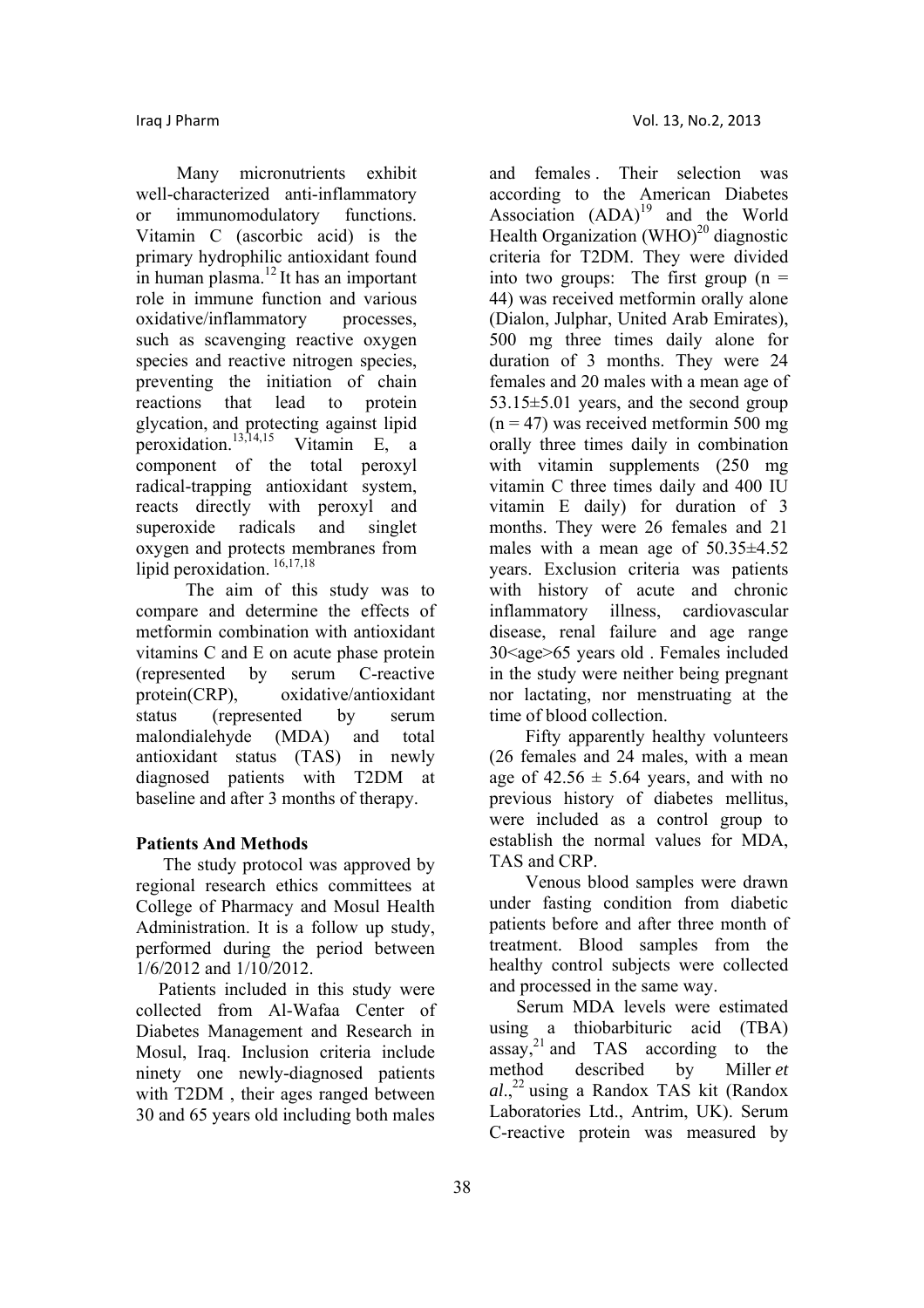Many micronutrients exhibit well-characterized anti-inflammatory or immunomodulatory functions. Vitamin C (ascorbic acid) is the primary hydrophilic antioxidant found in human plasma.[12] It has an important role in immune function and various oxidative/inflammatory processes, such as scavenging reactive oxygen species and reactive nitrogen species, preventing the initiation of chain reactions that lead to protein glycation, and protecting against lipid peroxidation.[13,14,15] Vitamin E, a component of the total peroxyl radical-trapping antioxidant system, reacts directly with peroxyl and superoxide radicals and singlet oxygen and protects membranes from lipid peroxidation.[16,17,18]

The aim of this study was to compare and determine the effects of metformin combination with antioxidant vitamins C and E on acute phase protein (represented by serum C-reactive protein(CRP), oxidative/antioxidant status (represented by serum malondialehyde (MDA) and total antioxidant status (TAS) in newly diagnosed patients with T2DM at baseline and after 3 months of therapy.

## Patients And Methods

The study protocol was approved by regional research ethics committees at College of Pharmacy and Mosul Health Administration. It is a follow up study, performed during the period between 1/6/2012 and 1/10/2012.

Patients included in this study were collected from Al-Wafaa Center of Diabetes Management and Research in Mosul, Iraq. Inclusion criteria include ninety one newly-diagnosed patients with T2DM , their ages ranged between 30 and 65 years old including both males and females . Their selection was according to the American Diabetes Association (ADA)[19] and the World Health Organization (WHO)[20] diagnostic criteria for T2DM. They were divided into two groups: The first group ($n = 44$) was received metformin orally alone (Dialon, Julphar, United Arab Emirates), 500 mg three times daily alone for duration of 3 months. They were 24 females and 20 males with a mean age of $53.15 \pm 5.01$ years, and the second group ($n = 47$) was received metformin 500 mg orally three times daily in combination with vitamin supplements (250 mg vitamin C three times daily and 400 IU vitamin E daily) for duration of 3 months. They were 26 females and 21 males with a mean age of $50.35 \pm 4.52$ years. Exclusion criteria was patients with history of acute and chronic inflammatory illness, cardiovascular disease, renal failure and age range 30<age>65 years old . Females included in the study were neither being pregnant nor lactating, nor menstruating at the time of blood collection.

Fifty apparently healthy volunteers (26 females and 24 males, with a mean age of $42.56 \pm 5.64$ years, and with no previous history of diabetes mellitus, were included as a control group to establish the normal values for MDA, TAS and CRP.

Venous blood samples were drawn under fasting condition from diabetic patients before and after three month of treatment. Blood samples from the healthy control subjects were collected and processed in the same way.

Serum MDA levels were estimated using a thiobarbituric acid (TBA) assay,[21] and TAS according to the method described by Miller *et al*.,[22] using a Randox TAS kit (Randox Laboratories Ltd., Antrim, UK). Serum C-reactive protein was measured by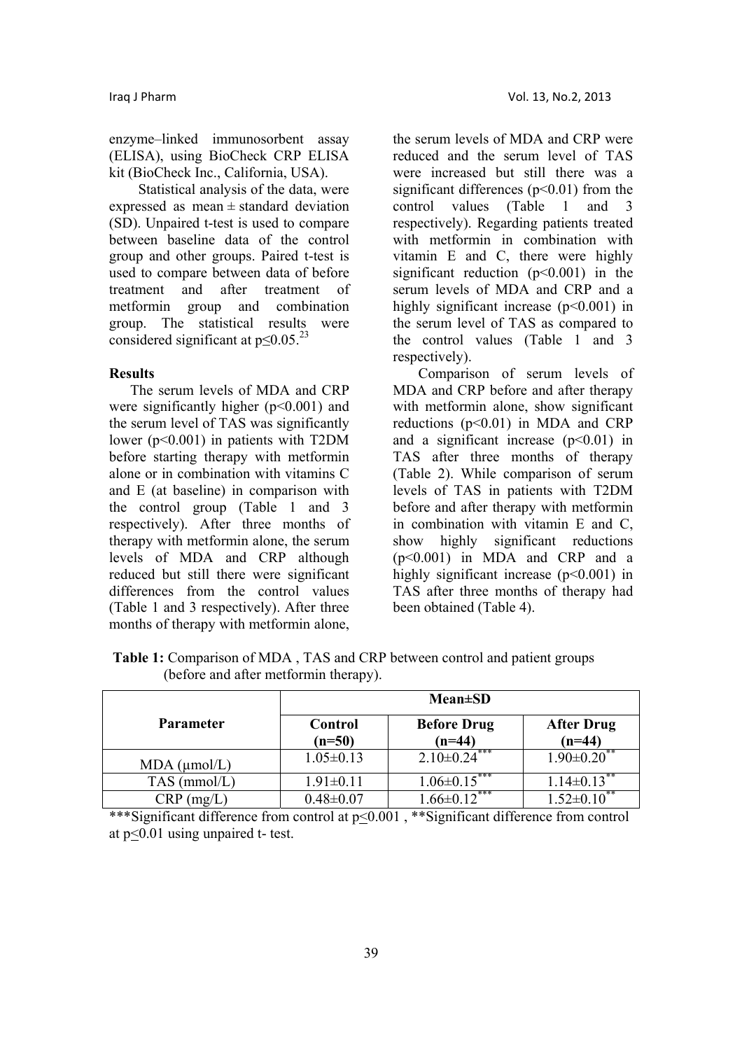enzyme–linked immunosorbent assay (ELISA), using BioCheck CRP ELISA kit (BioCheck Inc., California, USA).

Statistical analysis of the data, were expressed as mean ± standard deviation (SD). Unpaired t-test is used to compare between baseline data of the control group and other groups. Paired t-test is used to compare between data of before treatment and after treatment of metformin group and combination group. The statistical results were considered significant at $p \leq 0.05$.[23]

**Results**

The serum levels of MDA and CRP were significantly higher ($p<0.001$) and the serum level of TAS was significantly lower ($p<0.001$) in patients with T2DM before starting therapy with metformin alone or in combination with vitamins C and E (at baseline) in comparison with the control group (Table 1 and 3 respectively). After three months of therapy with metformin alone, the serum levels of MDA and CRP although reduced but still there were significant differences from the control values (Table 1 and 3 respectively). After three months of therapy with metformin alone, the serum levels of MDA and CRP were reduced and the serum level of TAS were increased but still there was a significant differences ($p<0.01$) from the control values (Table 1 and 3 respectively). Regarding patients treated with metformin in combination with vitamin E and C, there were highly significant reduction ($p<0.001$) in the serum levels of MDA and CRP and a highly significant increase ($p<0.001$) in the serum level of TAS as compared to the control values (Table 1 and 3 respectively).

Comparison of serum levels of MDA and CRP before and after therapy with metformin alone, show significant reductions ($p<0.01$) in MDA and CRP and a significant increase ($p<0.01$) in TAS after three months of therapy (Table 2). While comparison of serum levels of TAS in patients with T2DM before and after therapy with metformin in combination with vitamin E and C, show highly significant reductions ($p<0.001$) in MDA and CRP and a highly significant increase ($p<0.001$) in TAS after three months of therapy had been obtained (Table 4).

**Table 1:** Comparison of MDA , TAS and CRP between control and patient groups (before and after metformin therapy).

| Parameter | Mean±SD | | |
|---|---|---|---|
| | **Control (n=50)** | **Before Drug (n=44)** | **After Drug (n=44)** |
| MDA (μmol/L) | 1.05±0.13 | 2.10±0.24*** | 1.90±0.20** |
| TAS (mmol/L) | 1.91±0.11 | 1.06±0.15*** | 1.14±0.13** |
| CRP (mg/L) | 0.48±0.07 | 1.66±0.12*** | 1.52±0.10** |

***Significant difference from control at $p \leq 0.001$ , **Significant difference from control at $p \leq 0.01$ using unpaired t- test.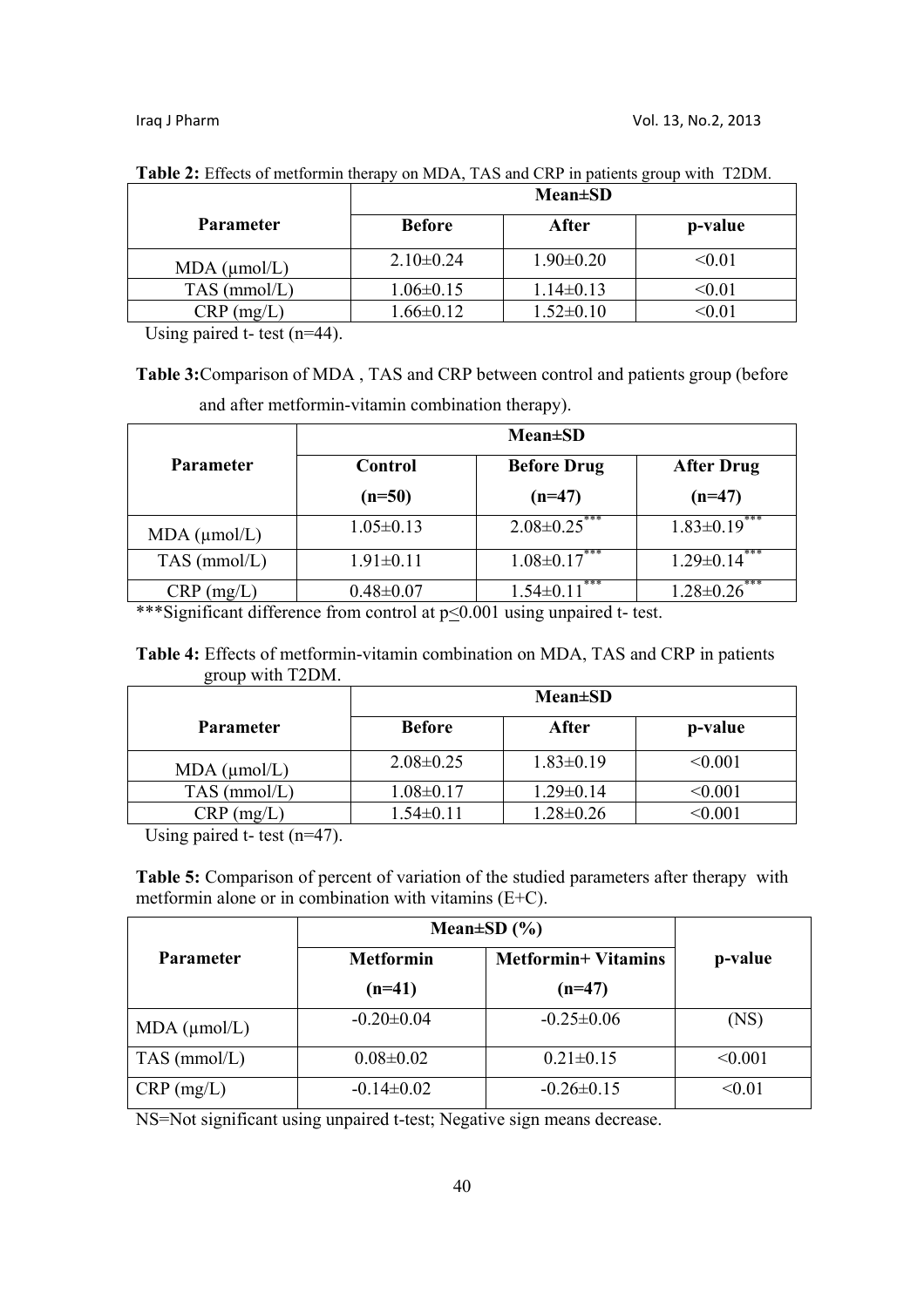**Table 2:** Effects of metformin therapy on MDA, TAS and CRP in patients group with T2DM.

| Parameter | Mean±SD | | |
|---|---|---|---|
| | Before | After | p-value |
| MDA (μmol/L) | 2.10±0.24 | 1.90±0.20 | <0.01 |
| TAS (mmol/L) | 1.06±0.15 | 1.14±0.13 | <0.01 |
| CRP (mg/L) | 1.66±0.12 | 1.52±0.10 | <0.01 |

Using paired t- test (n=44).

**Table 3:** Comparison of MDA , TAS and CRP between control and patients group (before and after metformin-vitamin combination therapy).

| Parameter | Mean±SD | | |
|---|---|---|---|
| | Control (n=50) | Before Drug (n=47) | After Drug (n=47) |
| MDA (μmol/L) | 1.05±0.13 | 2.08±0.25*** | 1.83±0.19*** |
| TAS (mmol/L) | 1.91±0.11 | 1.08±0.17*** | 1.29±0.14*** |
| CRP (mg/L) | 0.48±0.07 | 1.54±0.11*** | 1.28±0.26*** |

***Significant difference from control at $p \leq 0.001$ using unpaired t- test.

**Table 4:** Effects of metformin-vitamin combination on MDA, TAS and CRP in patients group with T2DM.

| Parameter | Mean±SD | | |
|---|---|---|---|
| | Before | After | p-value |
| MDA (μmol/L) | 2.08±0.25 | 1.83±0.19 | <0.001 |
| TAS (mmol/L) | 1.08±0.17 | 1.29±0.14 | <0.001 |
| CRP (mg/L) | 1.54±0.11 | 1.28±0.26 | <0.001 |

Using paired t- test (n=47).

**Table 5:** Comparison of percent of variation of the studied parameters after therapy with metformin alone or in combination with vitamins (E+C).

| Parameter | Mean±SD (%) | | p-value |
|---|---|---|---|
| | Metformin (n=41) | Metformin+ Vitamins (n=47) | |
| MDA (μmol/L) | -0.20±0.04 | -0.25±0.06 | (NS) |
| TAS (mmol/L) | 0.08±0.02 | 0.21±0.15 | <0.001 |
| CRP (mg/L) | -0.14±0.02 | -0.26±0.15 | <0.01 |

NS=Not significant using unpaired t-test; Negative sign means decrease.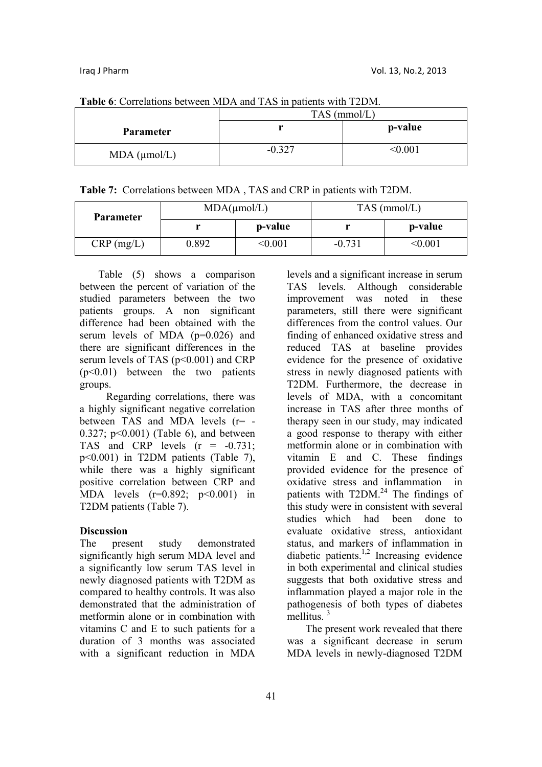**Table 6**: Correlations between MDA and TAS in patients with T2DM.

| Parameter | TAS (mmol/L) | |
|---|---|---|
| | r | p-value |
| MDA (μmol/L) | -0.327 | <0.001 |

**Table 7:** Correlations between MDA , TAS and CRP in patients with T2DM.

| Parameter | MDA(μmol/L) | | TAS (mmol/L) | |
|---|---|---|---|---|
| | r | p-value | r | p-value |
| CRP (mg/L) | 0.892 | <0.001 | -0.731 | <0.001 |

Table (5) shows a comparison between the percent of variation of the studied parameters between the two patients groups. A non significant difference had been obtained with the serum levels of MDA ($p=0.026$) and there are significant differences in the serum levels of TAS ($p<0.001$) and CRP ($p<0.01$) between the two patients groups.

Regarding correlations, there was a highly significant negative correlation between TAS and MDA levels ($r= -0.327$; $p<0.001$) (Table 6), and between TAS and CRP levels ($r = -0.731$; $p<0.001$) in T2DM patients (Table 7), while there was a highly significant positive correlation between CRP and MDA levels ($r=0.892$; $p<0.001$) in T2DM patients (Table 7).

**Discussion**

The present study demonstrated significantly high serum MDA level and a significantly low serum TAS level in newly diagnosed patients with T2DM as compared to healthy controls. It was also demonstrated that the administration of metformin alone or in combination with vitamins C and E to such patients for a duration of 3 months was associated with a significant reduction in MDA levels and a significant increase in serum TAS levels. Although considerable improvement was noted in these parameters, still there were significant differences from the control values. Our finding of enhanced oxidative stress and reduced TAS at baseline provides evidence for the presence of oxidative stress in newly diagnosed patients with T2DM. Furthermore, the decrease in levels of MDA, with a concomitant increase in TAS after three months of therapy seen in our study, may indicated a good response to therapy with either metformin alone or in combination with vitamin E and C. These findings provided evidence for the presence of oxidative stress and inflammation in patients with T2DM.[24] The findings of this study were in consistent with several studies which had been done to evaluate oxidative stress, antioxidant status, and markers of inflammation in diabetic patients.[1,2] Increasing evidence in both experimental and clinical studies suggests that both oxidative stress and inflammation played a major role in the pathogenesis of both types of diabetes mellitus. [3]

The present work revealed that there was a significant decrease in serum MDA levels in newly-diagnosed T2DM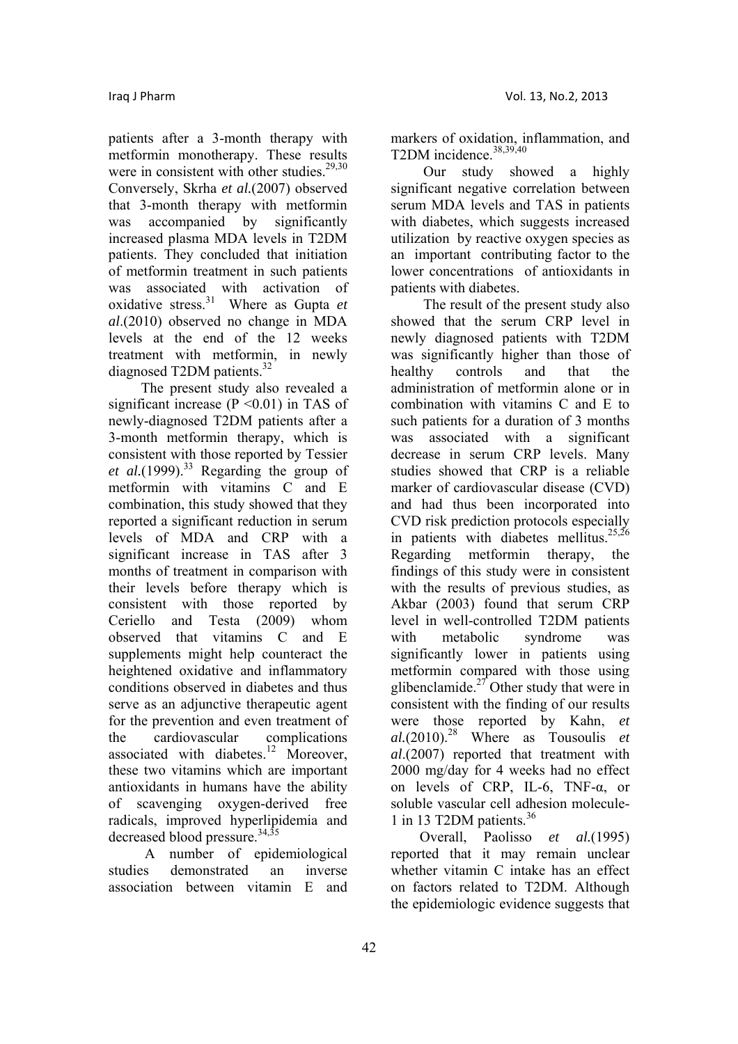patients after a 3-month therapy with metformin monotherapy. These results were in consistent with other studies.[29,30] Conversely, Skrha *et al.*(2007) observed that 3-month therapy with metformin was accompanied by significantly increased plasma MDA levels in T2DM patients. They concluded that initiation of metformin treatment in such patients was associated with activation of oxidative stress.[31] Where as Gupta *et al.*(2010) observed no change in MDA levels at the end of the 12 weeks treatment with metformin, in newly diagnosed T2DM patients.[32]

The present study also revealed a significant increase ($P < 0.01$) in TAS of newly-diagnosed T2DM patients after a 3-month metformin therapy, which is consistent with those reported by Tessier *et al.*(1999).[33] Regarding the group of metformin with vitamins C and E combination, this study showed that they reported a significant reduction in serum levels of MDA and CRP with a significant increase in TAS after 3 months of treatment in comparison with their levels before therapy which is consistent with those reported by Ceriello and Testa (2009) whom observed that vitamins C and E supplements might help counteract the heightened oxidative and inflammatory conditions observed in diabetes and thus serve as an adjunctive therapeutic agent for the prevention and even treatment of the cardiovascular complications associated with diabetes.[12] Moreover, these two vitamins which are important antioxidants in humans have the ability of scavenging oxygen-derived free radicals, improved hyperlipidemia and decreased blood pressure.[34,35]

A number of epidemiological studies demonstrated an inverse association between vitamin E and markers of oxidation, inflammation, and T2DM incidence.[38,39,40]

Our study showed a highly significant negative correlation between serum MDA levels and TAS in patients with diabetes, which suggests increased utilization by reactive oxygen species as an important contributing factor to the lower concentrations of antioxidants in patients with diabetes.

The result of the present study also showed that the serum CRP level in newly diagnosed patients with T2DM was significantly higher than those of healthy controls and that the administration of metformin alone or in combination with vitamins C and E to such patients for a duration of 3 months was associated with a significant decrease in serum CRP levels. Many studies showed that CRP is a reliable marker of cardiovascular disease (CVD) and had thus been incorporated into CVD risk prediction protocols especially in patients with diabetes mellitus.[25,26] Regarding metformin therapy, the findings of this study were in consistent with the results of previous studies, as Akbar (2003) found that serum CRP level in well-controlled T2DM patients with metabolic syndrome was significantly lower in patients using metformin compared with those using glibenclamide.[27] Other study that were in consistent with the finding of our results were those reported by Kahn, *et al.*(2010).[28] Where as Tousoulis *et al.*(2007) reported that treatment with 2000 mg/day for 4 weeks had no effect on levels of CRP, IL-6, TNF-α, or soluble vascular cell adhesion molecule-1 in 13 T2DM patients.[36]

Overall, Paolisso *et al.*(1995) reported that it may remain unclear whether vitamin C intake has an effect on factors related to T2DM. Although the epidemiologic evidence suggests that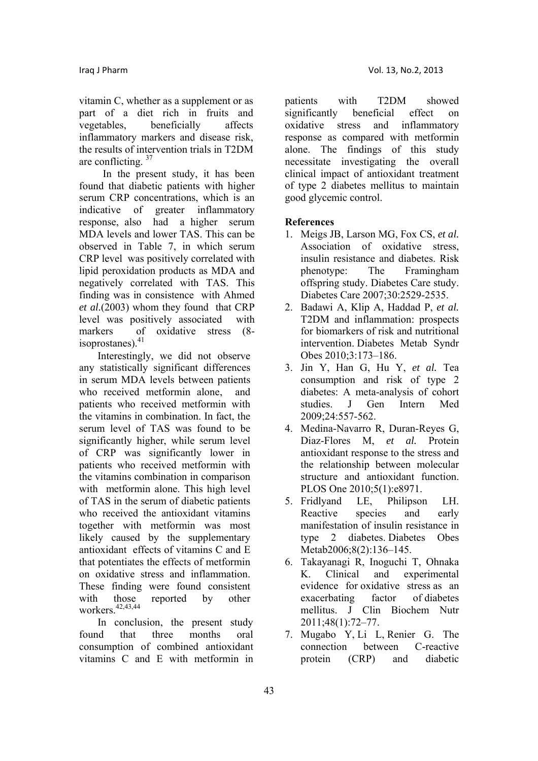vitamin C, whether as a supplement or as part of a diet rich in fruits and vegetables, beneficially affects inflammatory markers and disease risk, the results of intervention trials in T2DM are conflicting. [37]

In the present study, it has been found that diabetic patients with higher serum CRP concentrations, which is an indicative of greater inflammatory response, also had a higher serum MDA levels and lower TAS. This can be observed in Table 7, in which serum CRP level was positively correlated with lipid peroxidation products as MDA and negatively correlated with TAS. This finding was in consistence with Ahmed *et al.*(2003) whom they found that CRP level was positively associated with markers of oxidative stress (8-isoprostanes).[41]

Interestingly, we did not observe any statistically significant differences in serum MDA levels between patients who received metformin alone, and patients who received metformin with the vitamins in combination. In fact, the serum level of TAS was found to be significantly higher, while serum level of CRP was significantly lower in patients who received metformin with the vitamins combination in comparison with metformin alone. This high level of TAS in the serum of diabetic patients who received the antioxidant vitamins together with metformin was most likely caused by the supplementary antioxidant effects of vitamins C and E that potentiates the effects of metformin on oxidative stress and inflammation. These finding were found consistent with those reported by other workers.[42,43,44]

In conclusion, the present study found that three months oral consumption of combined antioxidant vitamins C and E with metformin in patients with T2DM showed significantly beneficial effect on oxidative stress and inflammatory response as compared with metformin alone. The findings of this study necessitate investigating the overall clinical impact of antioxidant treatment of type 2 diabetes mellitus to maintain good glycemic control.

**References**

1. Meigs JB, Larson MG, Fox CS, *et al.* Association of oxidative stress, insulin resistance and diabetes. Risk phenotype: The Framingham offspring study. Diabetes Care study. Diabetes Care 2007;30:2529-2535.
2. Badawi A, Klip A, Haddad P, *et al.* T2DM and inflammation: prospects for biomarkers of risk and nutritional intervention. Diabetes Metab Syndr Obes 2010;3:173–186.
3. Jin Y, Han G, Hu Y, *et al.* Tea consumption and risk of type 2 diabetes: A meta-analysis of cohort studies. J Gen Intern Med 2009;24:557-562.
4. Medina-Navarro R, Duran-Reyes G, Diaz-Flores M, *et al.* Protein antioxidant response to the stress and the relationship between molecular structure and antioxidant function. PLOS One 2010;5(1):e8971.
5. Fridlyand LE, Philipson LH. Reactive species and early manifestation of insulin resistance in type 2 diabetes. Diabetes Obes Metab2006;8(2):136–145.
6. Takayanagi R, Inoguchi T, Ohnaka K. Clinical and experimental evidence for oxidative stress as an exacerbating factor of diabetes mellitus. J Clin Biochem Nutr 2011;48(1):72–77.
7. Mugabo Y, Li L, Renier G. The connection between C-reactive protein (CRP) and diabetic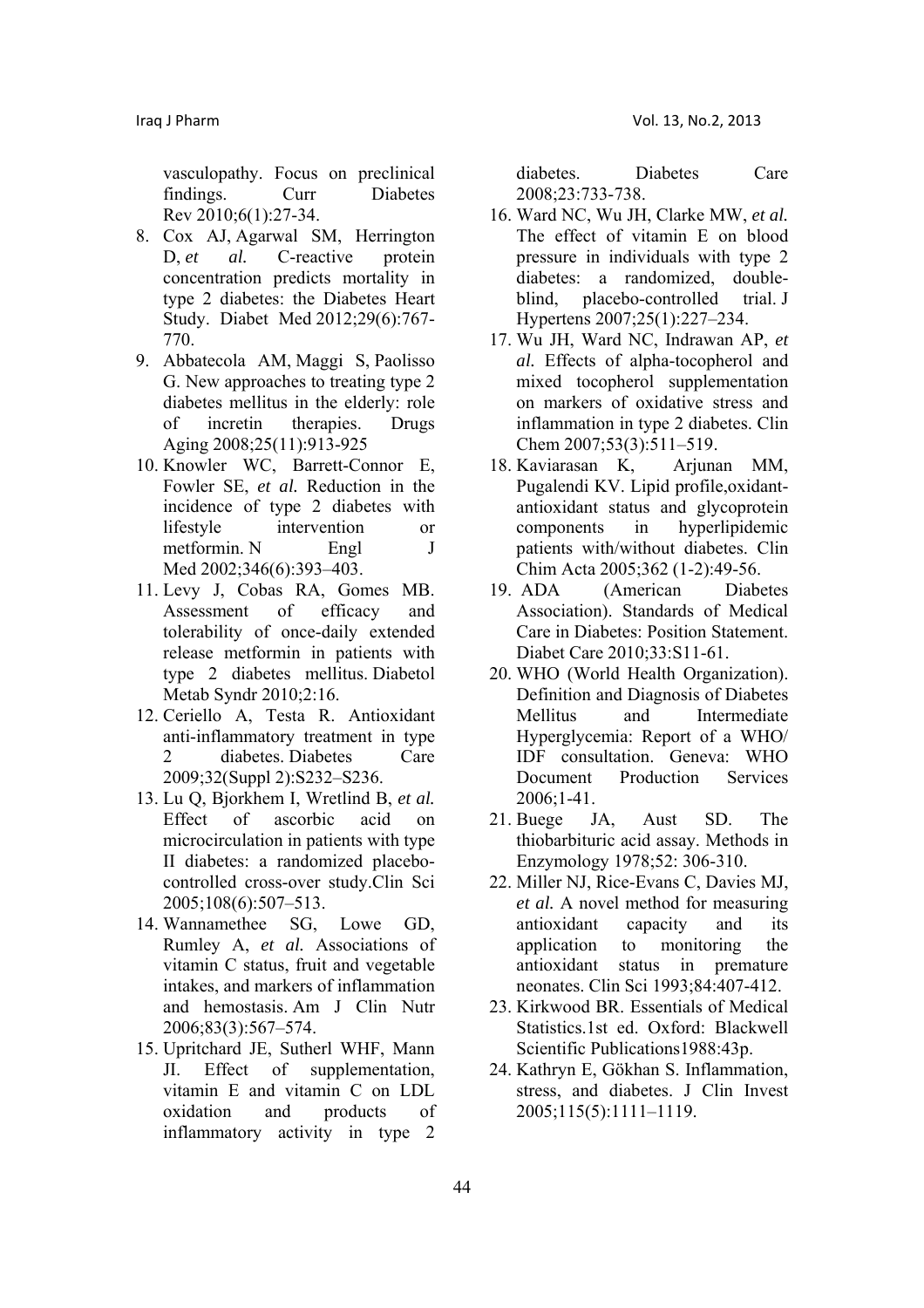vasculopathy. Focus on preclinical findings. Curr Diabetes Rev 2010;6(1):27-34.

8. Cox AJ, Agarwal SM, Herrington D, *et al.* C-reactive protein concentration predicts mortality in type 2 diabetes: the Diabetes Heart Study. Diabet Med 2012;29(6):767-770.
9. Abbatecola AM, Maggi S, Paolisso G. New approaches to treating type 2 diabetes mellitus in the elderly: role of incretin therapies. Drugs Aging 2008;25(11):913-925
10. Knowler WC, Barrett-Connor E, Fowler SE, *et al.* Reduction in the incidence of type 2 diabetes with lifestyle intervention or metformin. N Engl J Med 2002;346(6):393–403.
11. Levy J, Cobas RA, Gomes MB. Assessment of efficacy and tolerability of once-daily extended release metformin in patients with type 2 diabetes mellitus. Diabetol Metab Syndr 2010;2:16.
12. Ceriello A, Testa R. Antioxidant anti-inflammatory treatment in type 2 diabetes. Diabetes Care 2009;32(Suppl 2):S232–S236.
13. Lu Q, Bjorkhem I, Wretlind B, *et al.* Effect of ascorbic acid on microcirculation in patients with type II diabetes: a randomized placebo-controlled cross-over study.Clin Sci 2005;108(6):507–513.
14. Wannamethee SG, Lowe GD, Rumley A, *et al.* Associations of vitamin C status, fruit and vegetable intakes, and markers of inflammation and hemostasis. Am J Clin Nutr 2006;83(3):567–574.
15. Upritchard JE, Sutherl WHF, Mann JI. Effect of supplementation, vitamin E and vitamin C on LDL oxidation and products of inflammatory activity in type 2 diabetes. Diabetes Care 2008;23:733-738.
16. Ward NC, Wu JH, Clarke MW, *et al.* The effect of vitamin E on blood pressure in individuals with type 2 diabetes: a randomized, double-blind, placebo-controlled trial. J Hypertens 2007;25(1):227–234.
17. Wu JH, Ward NC, Indrawan AP, *et al.* Effects of alpha-tocopherol and mixed tocopherol supplementation on markers of oxidative stress and inflammation in type 2 diabetes. Clin Chem 2007;53(3):511–519.
18. Kaviarasan K, Arjunan MM, Pugalendi KV. Lipid profile,oxidant-antioxidant status and glycoprotein components in hyperlipidemic patients with/without diabetes. Clin Chim Acta 2005;362 (1-2):49-56.
19. ADA (American Diabetes Association). Standards of Medical Care in Diabetes: Position Statement. Diabet Care 2010;33:S11-61.
20. WHO (World Health Organization). Definition and Diagnosis of Diabetes Mellitus and Intermediate Hyperglycemia: Report of a WHO/ IDF consultation. Geneva: WHO Document Production Services 2006;1-41.
21. Buege JA, Aust SD. The thiobarbituric acid assay. Methods in Enzymology 1978;52: 306-310.
22. Miller NJ, Rice-Evans C, Davies MJ, *et al.* A novel method for measuring antioxidant capacity and its application to monitoring the antioxidant status in premature neonates. Clin Sci 1993;84:407-412.
23. Kirkwood BR. Essentials of Medical Statistics.1st ed. Oxford: Blackwell Scientific Publications1988:43p.
24. Kathryn E, Gökhan S. Inflammation, stress, and diabetes. J Clin Invest 2005;115(5):1111–1119.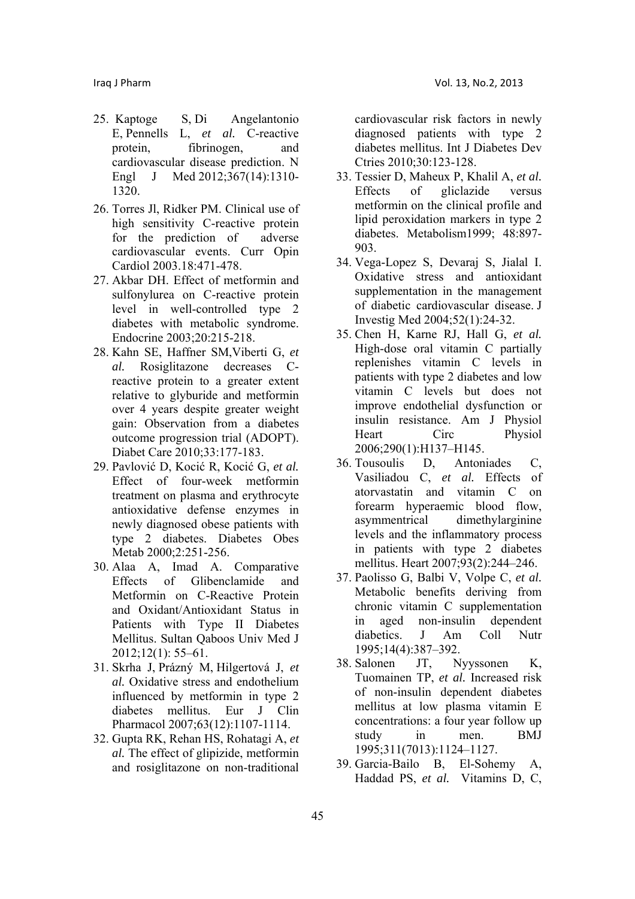25. Kaptoge S, Di Angelantonio E, Pennells L, *et al.* C-reactive protein, fibrinogen, and cardiovascular disease prediction. N Engl J Med 2012;367(14):1310-1320.
26. Torres Jl, Ridker PM. Clinical use of high sensitivity C-reactive protein for the prediction of adverse cardiovascular events. Curr Opin Cardiol 2003.18:471-478.
27. Akbar DH. Effect of metformin and sulfonylurea on C-reactive protein level in well-controlled type 2 diabetes with metabolic syndrome. Endocrine 2003;20:215-218.
28. Kahn SE, Haffner SM,Viberti G, *et al.* Rosiglitazone decreases C-reactive protein to a greater extent relative to glyburide and metformin over 4 years despite greater weight gain: Observation from a diabetes outcome progression trial (ADOPT). Diabet Care 2010;33:177-183.
29. Pavlović D, Kocić R, Kocić G, *et al.* Effect of four-week metformin treatment on plasma and erythrocyte antioxidative defense enzymes in newly diagnosed obese patients with type 2 diabetes. Diabetes Obes Metab 2000;2:251-256.
30. Alaa A, Imad A. Comparative Effects of Glibenclamide and Metformin on C-Reactive Protein and Oxidant/Antioxidant Status in Patients with Type II Diabetes Mellitus. Sultan Qaboos Univ Med J 2012;12(1): 55–61.
31. Skrha J, Prázný M, Hilgertová J, *et al.* Oxidative stress and endothelium influenced by metformin in type 2 diabetes mellitus. Eur J Clin Pharmacol 2007;63(12):1107-1114.
32. Gupta RK, Rehan HS, Rohatagi A, *et al.* The effect of glipizide, metformin and rosiglitazone on non-traditional cardiovascular risk factors in newly diagnosed patients with type 2 diabetes mellitus. Int J Diabetes Dev Ctries 2010;30:123-128.
33. Tessier D, Maheux P, Khalil A, *et al.* Effects of gliclazide versus metformin on the clinical profile and lipid peroxidation markers in type 2 diabetes. Metabolism1999; 48:897-903.
34. Vega-Lopez S, Devaraj S, Jialal I. Oxidative stress and antioxidant supplementation in the management of diabetic cardiovascular disease. J Investig Med 2004;52(1):24-32.
35. Chen H, Karne RJ, Hall G, *et al.* High-dose oral vitamin C partially replenishes vitamin C levels in patients with type 2 diabetes and low vitamin C levels but does not improve endothelial dysfunction or insulin resistance. Am J Physiol Heart Circ Physiol 2006;290(1):H137–H145.
36. Tousoulis D, Antoniades C, Vasiliadou C, *et al.* Effects of atorvastatin and vitamin C on forearm hyperaemic blood flow, asymmentrical dimethylarginine levels and the inflammatory process in patients with type 2 diabetes mellitus. Heart 2007;93(2):244–246.
37. Paolisso G, Balbi V, Volpe C, *et al.* Metabolic benefits deriving from chronic vitamin C supplementation in aged non-insulin dependent diabetics. J Am Coll Nutr 1995;14(4):387–392.
38. Salonen JT, Nyyssonen K, Tuomainen TP, *et al.* Increased risk of non-insulin dependent diabetes mellitus at low plasma vitamin E concentrations: a four year follow up study in men. BMJ 1995;311(7013):1124–1127.
39. Garcia-Bailo B, El-Sohemy A, Haddad PS, *et al.* Vitamins D, C,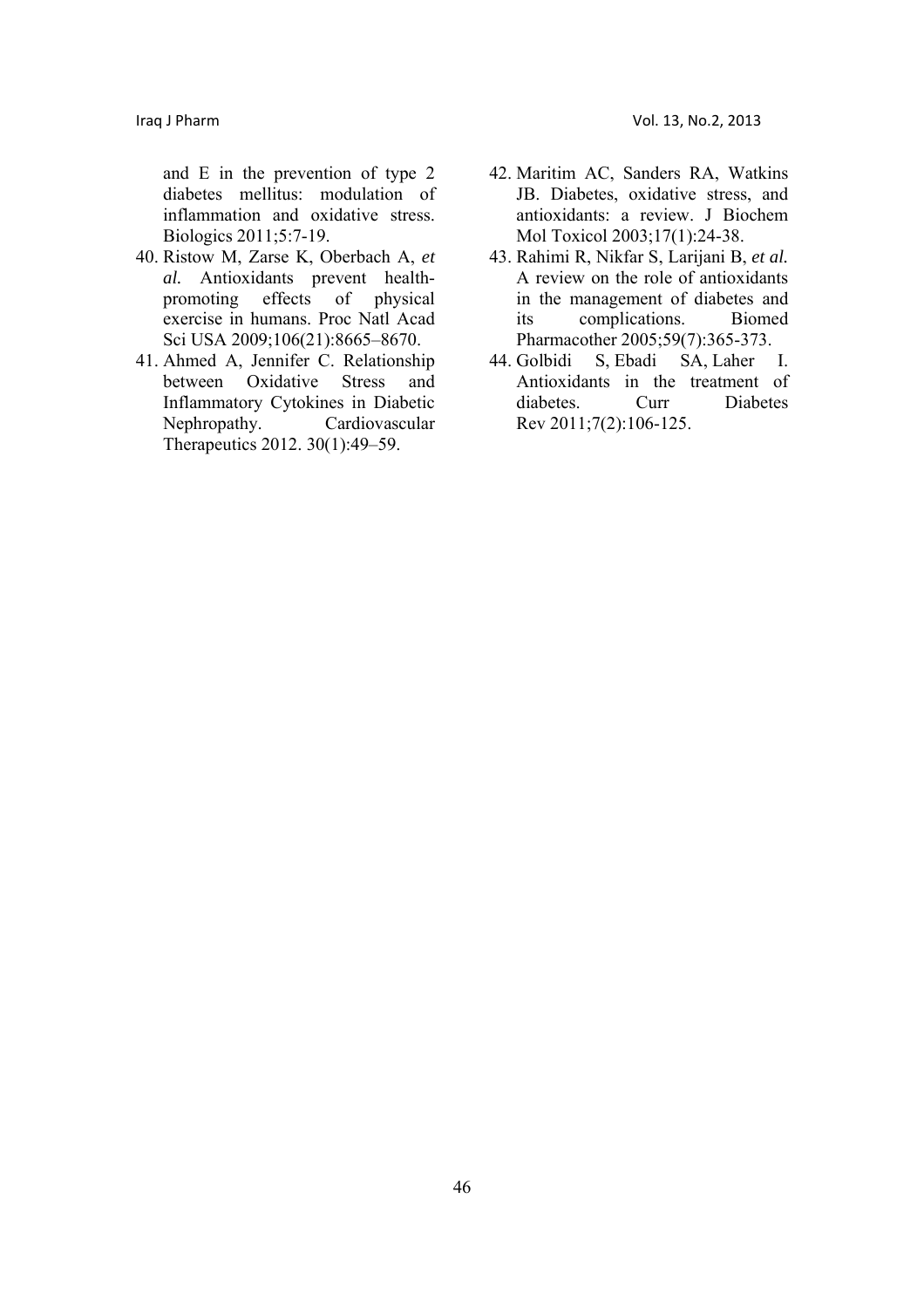and E in the prevention of type 2 diabetes mellitus: modulation of inflammation and oxidative stress. Biologics 2011;5:7-19.

40. Ristow M, Zarse K, Oberbach A, *et al.* Antioxidants prevent health-promoting effects of physical exercise in humans. Proc Natl Acad Sci USA 2009;106(21):8665–8670.
41. Ahmed A, Jennifer C. Relationship between Oxidative Stress and Inflammatory Cytokines in Diabetic Nephropathy. Cardiovascular Therapeutics 2012. 30(1):49–59.
42. Maritim AC, Sanders RA, Watkins JB. Diabetes, oxidative stress, and antioxidants: a review. J Biochem Mol Toxicol 2003;17(1):24-38.
43. Rahimi R, Nikfar S, Larijani B, *et al.* A review on the role of antioxidants in the management of diabetes and its complications. Biomed Pharmacother 2005;59(7):365-373.
44. Golbidi S, Ebadi SA, Laher I. Antioxidants in the treatment of diabetes. Curr Diabetes Rev 2011;7(2):106-125.